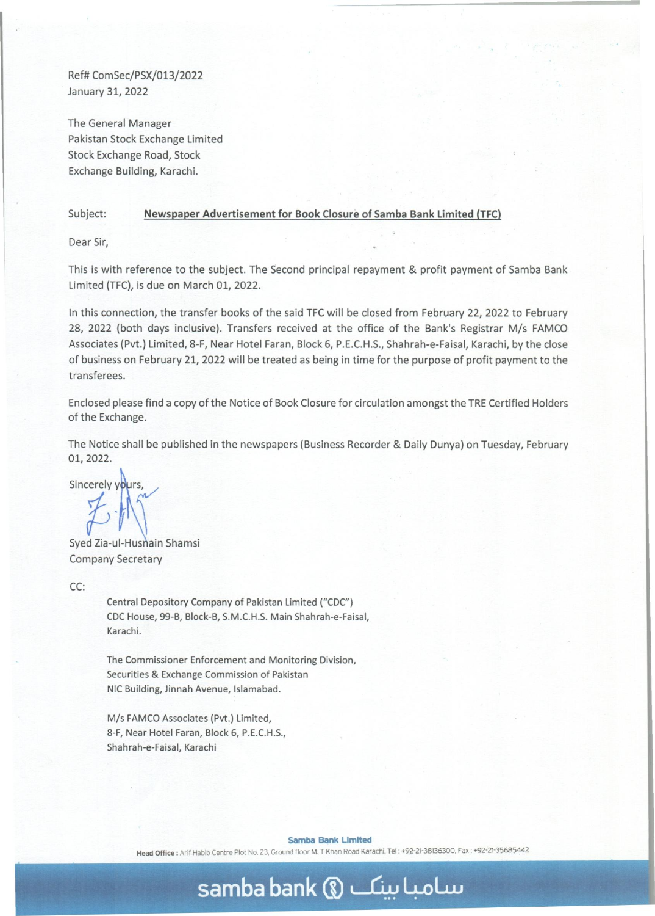Ref# ComSec/PSX/013/2022
January 31, 2022

The General Manager
Pakistan Stock Exchange Limited
Stock Exchange Road, Stock
Exchange Building, Karachi.

Subject: **Newspaper Advertisement for Book Closure of Samba Bank Limited (TFC)**

Dear Sir,

This is with reference to the subject. The Second principal repayment & profit payment of Samba Bank Limited (TFC), is due on March 01, 2022.

In this connection, the transfer books of the said TFC will be closed from February 22, 2022 to February 28, 2022 (both days inclusive). Transfers received at the office of the Bank's Registrar M/s FAMCO Associates (Pvt.) Limited, 8-F, Near Hotel Faran, Block 6, P.E.C.H.S., Shahrah-e-Faisal, Karachi, by the close of business on February 21, 2022 will be treated as being in time for the purpose of profit payment to the transferees.

Enclosed please find a copy of the Notice of Book Closure for circulation amongst the TRE Certified Holders of the Exchange.

The Notice shall be published in the newspapers (Business Recorder & Daily Dunya) on Tuesday, February 01, 2022.

Sincerely yours,

Syed Zia-ul-Husnain Shamsi
Company Secretary

CC:

Central Depository Company of Pakistan Limited ("CDC")
CDC House, 99-B, Block-B, S.M.C.H.S. Main Shahrah-e-Faisal,
Karachi.

The Commissioner Enforcement and Monitoring Division,
Securities & Exchange Commission of Pakistan
NIC Building, Jinnah Avenue, Islamabad.

M/s FAMCO Associates (Pvt.) Limited,
8-F, Near Hotel Faran, Block 6, P.E.C.H.S.,
Shahrah-e-Faisal, Karachi

**Samba Bank Limited**
**Head Office:** Arif Habib Centre Plot No. 23, Ground floor M. T Khan Road Karachi. Tel: +92-21-38136300, Fax: +92-21-35685442

samba bank سامبا بینک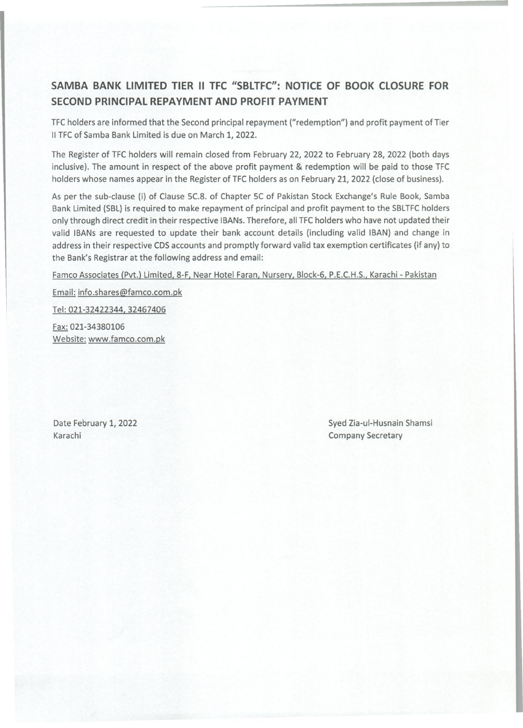## SAMBA BANK LIMITED TIER II TFC "SBLTFC": NOTICE OF BOOK CLOSURE FOR SECOND PRINCIPAL REPAYMENT AND PROFIT PAYMENT

TFC holders are informed that the Second principal repayment ("redemption") and profit payment of Tier II TFC of Samba Bank Limited is due on March 1, 2022.

The Register of TFC holders will remain closed from February 22, 2022 to February 28, 2022 (both days inclusive). The amount in respect of the above profit payment & redemption will be paid to those TFC holders whose names appear in the Register of TFC holders as on February 21, 2022 (close of business).

As per the sub-clause (i) of Clause 5C.8. of Chapter 5C of Pakistan Stock Exchange's Rule Book, Samba Bank Limited (SBL) is required to make repayment of principal and profit payment to the SBLTFC holders only through direct credit in their respective IBANs. Therefore, all TFC holders who have not updated their valid IBANs are requested to update their bank account details (including valid IBAN) and change in address in their respective CDS accounts and promptly forward valid tax exemption certificates (if any) to the Bank's Registrar at the following address and email:

Famco Associates (Pvt.) Limited, 8-F, Near Hotel Faran, Nursery, Block-6, P.E.C.H.S., Karachi - Pakistan

Email: info.shares@famco.com.pk

Tel: 021-32422344, 32467406

Fax: 021-34380106
Website: www.famco.com.pk

Date February 1, 2022
Karachi

Syed Zia-ul-Husnain Shamsi
Company Secretary